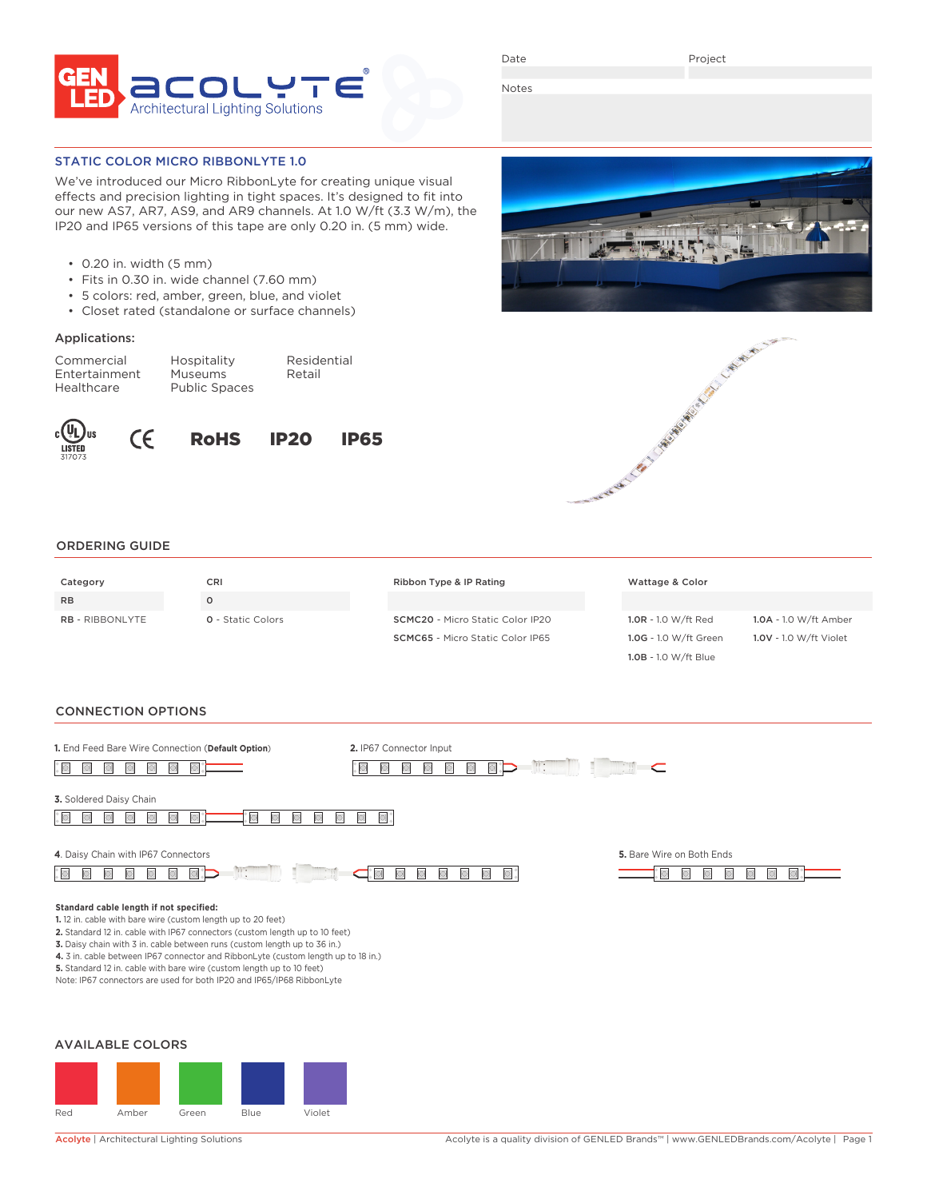GEN LED acolyte® Architectural Lighting Solutions

Date | Project

Notes

## STATIC COLOR MICRO RIBBONLYTE 1.0

We've introduced our Micro RibbonLyte for creating unique visual effects and precision lighting in tight spaces. It's designed to fit into our new AS7, AR7, AS9, and AR9 channels. At 1.0 W/ft (3.3 W/m), the IP20 and IP65 versions of this tape are only 0.20 in. (5 mm) wide.

- 0.20 in. width (5 mm)
- Fits in 0.30 in. wide channel (7.60 mm)
- 5 colors: red, amber, green, blue, and violet
- Closet rated (standalone or surface channels)

### Applications:

| | | |
|---|---|---|
| Commercial | Hospitality | Residential |
| Entertainment | Museums | Retail |
| Healthcare | Public Spaces | |

cULus LISTED 317073 | CE | RoHS | IP20 | IP65

## ORDERING GUIDE

| Category | CRI | Ribbon Type & IP Rating | Wattage & Color | |
|---|---|---|---|---|
| RB | 0 | | | |
| **RB** - RIBBONLYTE | **0** - Static Colors | **SCMC20** - Micro Static Color IP20 | **1.0R** - 1.0 W/ft Red | **1.0A** - 1.0 W/ft Amber |
| | | **SCMC65** - Micro Static Color IP65 | **1.0G** - 1.0 W/ft Green | **1.0V** - 1.0 W/ft Violet |
| | | | **1.0B** - 1.0 W/ft Blue | |

## CONNECTION OPTIONS

**1.** End Feed Bare Wire Connection (**Default Option**)

**2.** IP67 Connector Input

**3.** Soldered Daisy Chain

**4.** Daisy Chain with IP67 Connectors

**5.** Bare Wire on Both Ends

**Standard cable length if not specified:**
**1.** 12 in. cable with bare wire (custom length up to 20 feet)
**2.** Standard 12 in. cable with IP67 connectors (custom length up to 10 feet)
**3.** Daisy chain with 3 in. cable between runs (custom length up to 36 in.)
**4.** 3 in. cable between IP67 connector and RibbonLyte (custom length up to 18 in.)
**5.** Standard 12 in. cable with bare wire (custom length up to 10 feet)
Note: IP67 connectors are used for both IP20 and IP65/IP68 RibbonLyte

## AVAILABLE COLORS

Red | Amber | Green | Blue | Violet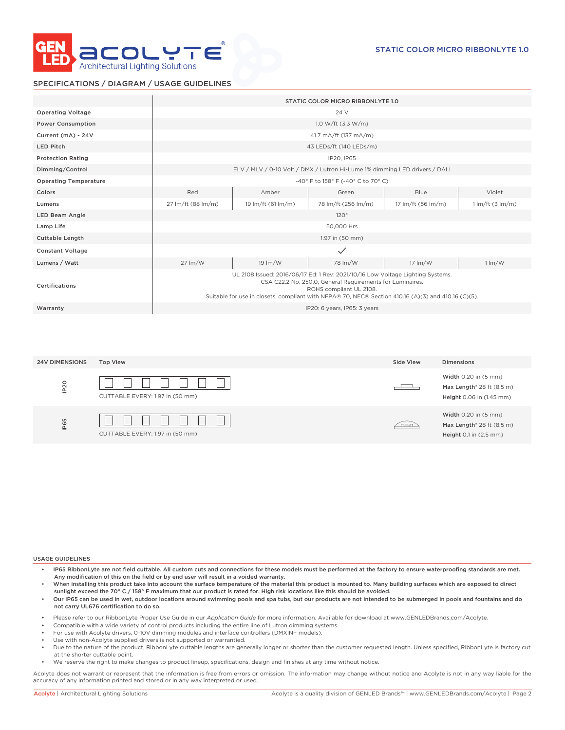## SPECIFICATIONS / DIAGRAM / USAGE GUIDELINES

| | STATIC COLOR MICRO RIBBONLYTE 1.0 | | | | |
|---|---|---|---|---|---|
| Operating Voltage | 24 V | | | | |
| Power Consumption | 1.0 W/ft (3.3 W/m) | | | | |
| Current (mA) - 24V | 41.7 mA/ft (137 mA/m) | | | | |
| LED Pitch | 43 LEDs/ft (140 LEDs/m) | | | | |
| Protection Rating | IP20, IP65 | | | | |
| Dimming/Control | ELV / MLV / 0-10 Volt / DMX / Lutron Hi-Lume 1% dimming LED drivers / DALI | | | | |
| Operating Temperature | -40° F to 158° F (-40° C to 70° C) | | | | |
| Colors | Red | Amber | Green | Blue | Violet |
| Lumens | 27 lm/ft (88 lm/m) | 19 lm/ft (61 lm/m) | 78 lm/ft (256 lm/m) | 17 lm/ft (56 lm/m) | 1 lm/ft (3 lm/m) |
| LED Beam Angle | 120° | | | | |
| Lamp Life | 50,000 Hrs | | | | |
| Cuttable Length | 1.97 in (50 mm) | | | | |
| Constant Voltage | ✓ | | | | |
| Lumens / Watt | 27 lm/W | 19 lm/W | 78 lm/W | 17 lm/W | 1 lm/W |
| Certifications | UL 2108 Issued: 2016/06/17 Ed: 1 Rev: 2021/10/16 Low Voltage Lighting Systems. CSA C22.2 No. 250.0, General Requirements for Luminaires. ROHS compliant UL 2108. Suitable for use in closets, compliant with NFPA® 70, NEC® Section 410.16 (A)(3) and 410.16 (C)(5). | | | | |
| Warranty | IP20: 6 years, IP65: 3 years | | | | |

| 24V DIMENSIONS | Top View | Side View | Dimensions |
|---|---|---|---|
| IP20 | CUTTABLE EVERY: 1.97 in (50 mm) | | **Width** 0.20 in (5 mm)<br>**Max Length*** 28 ft (8.5 m)<br>**Height** 0.06 in (1.45 mm) |
| IP65 | CUTTABLE EVERY: 1.97 in (50 mm) | | **Width** 0.20 in (5 mm)<br>**Max Length*** 28 ft (8.5 m)<br>**Height** 0.1 in (2.5 mm) |

### USAGE GUIDELINES

- **IP65 RibbonLyte are not field cuttable. All custom cuts and connections for these models must be performed at the factory to ensure waterproofing standards are met. Any modification of this on the field or by end user will result in a voided warranty.**
- **When installing this product take into account the surface temperature of the material this product is mounted to. Many building surfaces which are exposed to direct sunlight exceed the 70° C / 158° F maximum that our product is rated for. High risk locations like this should be avoided.**
- **Our IP65 can be used in wet, outdoor locations around swimming pools and spa tubs, but our products are not intended to be submerged in pools and fountains and do not carry UL676 certification to do so.**

- Please refer to our RibbonLyte Proper Use Guide in our *Application Guide* for more information. Available for download at www.GENLEDBrands.com/Acolyte.
- Compatible with a wide variety of control products including the entire line of Lutron dimming systems.
- For use with Acolyte drivers, 0-10V dimming modules and interface controllers (DMXINF models).
- Use with non-Acolyte supplied drivers is not supported or warrantied.
- Due to the nature of the product, RibbonLyte cuttable lengths are generally longer or shorter than the customer requested length. Unless specified, RibbonLyte is factory cut at the shorter cuttable point.
- We reserve the right to make changes to product lineup, specifications, design and finishes at any time without notice.

Acolyte does not warrant or represent that the information is free from errors or omission. The information may change without notice and Acolyte is not in any way liable for the accuracy of any information printed and stored or in any way interpreted or used.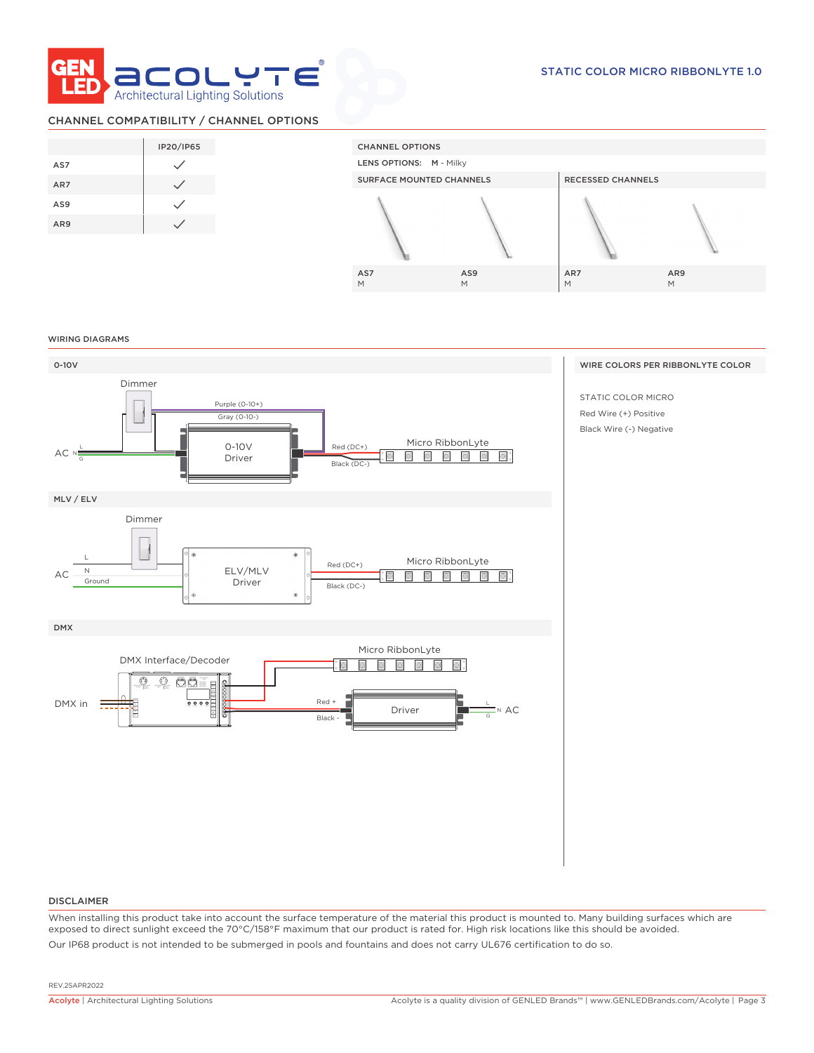STATIC COLOR MICRO RIBBONLYTE 1.0

## CHANNEL COMPATIBILITY / CHANNEL OPTIONS

| | IP20/IP65 |
|---|---|
| AS7 | ✓ |
| AR7 | ✓ |
| AS9 | ✓ |
| AR9 | ✓ |

**CHANNEL OPTIONS**

LENS OPTIONS: **M** - Milky

| SURFACE MOUNTED CHANNELS | | RECESSED CHANNELS | |
|---|---|---|---|
| AS7 M | AS9 M | AR7 M | AR9 M |

## WIRING DIAGRAMS

### 0-10V

Dimmer

Purple (0-10+)

Gray (0-10-)

AC L N G

0-10V Driver

Red (DC+)

Black (DC-)

Micro RibbonLyte

### MLV / ELV

Dimmer

AC L N Ground

ELV/MLV Driver

Red (DC+)

Black (DC-)

Micro RibbonLyte

### DMX

DMX Interface/Decoder

Micro RibbonLyte

DMX in

Red +

Black -

Driver

L N G AC

### WIRE COLORS PER RIBBONLYTE COLOR

STATIC COLOR MICRO

Red Wire (+) Positive

Black Wire (-) Negative

## DISCLAIMER

When installing this product take into account the surface temperature of the material this product is mounted to. Many building surfaces which are exposed to direct sunlight exceed the 70°C/158°F maximum that our product is rated for. High risk locations like this should be avoided.

Our IP68 product is not intended to be submerged in pools and fountains and does not carry UL676 certification to do so.

REV.25APR2022